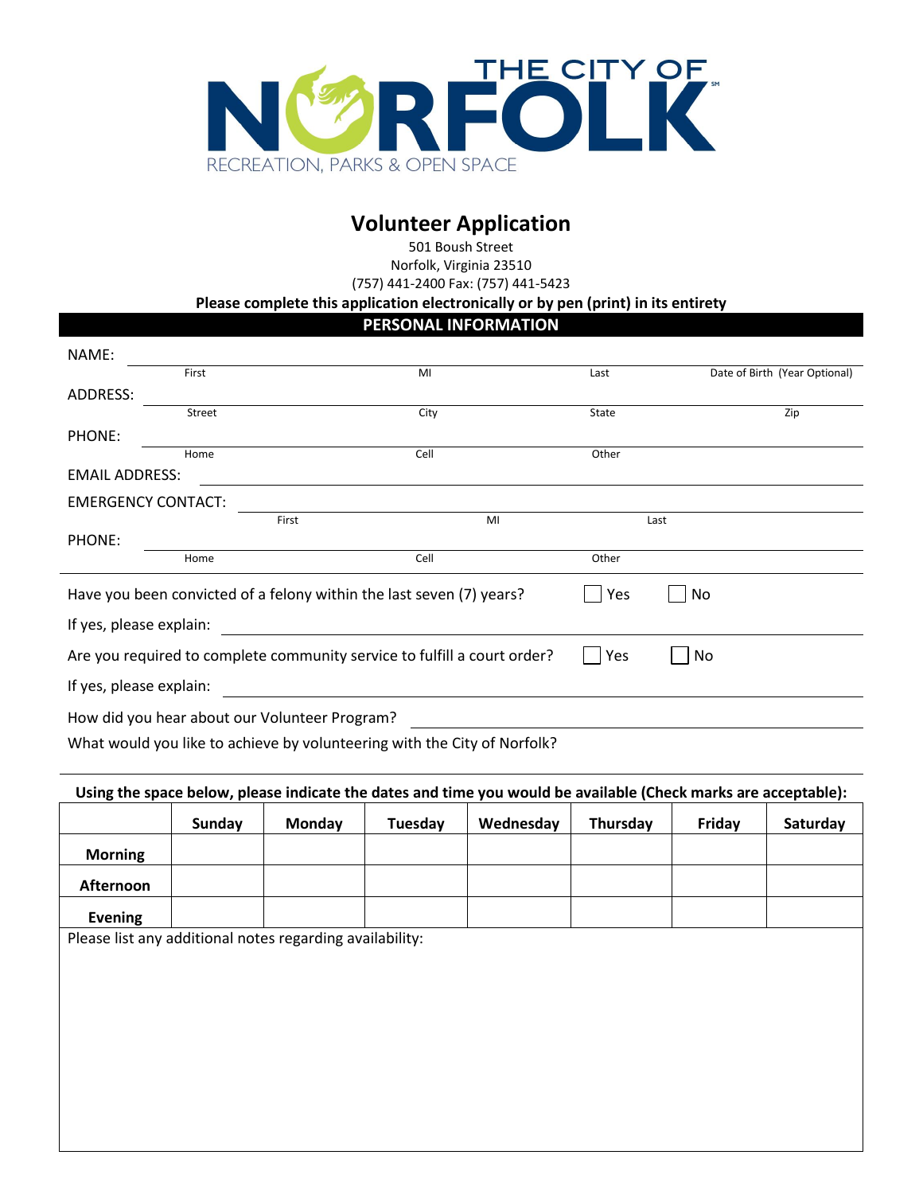THE CITY OF NORFOLK

RECREATION, PARKS & OPEN SPACE

# Volunteer Application

501 Boush Street
Norfolk, Virginia 23510
(757) 441-2400 Fax: (757) 441-5423

**Please complete this application electronically or by pen (print) in its entirety**

## PERSONAL INFORMATION

NAME: ______________________________________________
First | MI | Last | Date of Birth (Year Optional)

ADDRESS: ______________________________________________
Street | City | State | Zip

PHONE: ______________________________________________
Home | Cell | Other

EMAIL ADDRESS: ______________________________________________

EMERGENCY CONTACT: ______________________________________________
First | MI | Last

PHONE: ______________________________________________
Home | Cell | Other

Have you been convicted of a felony within the last seven (7) years? ☐ Yes ☐ No

If yes, please explain: ______________________________________________

Are you required to complete community service to fulfill a court order? ☐ Yes ☐ No

If yes, please explain: ______________________________________________

How did you hear about our Volunteer Program? ______________________________________________

What would you like to achieve by volunteering with the City of Norfolk?

**Using the space below, please indicate the dates and time you would be available (Check marks are acceptable):**

| | Sunday | Monday | Tuesday | Wednesday | Thursday | Friday | Saturday |
|---|---|---|---|---|---|---|---|
| **Morning** | | | | | | | |
| **Afternoon** | | | | | | | |
| **Evening** | | | | | | | |

Please list any additional notes regarding availability: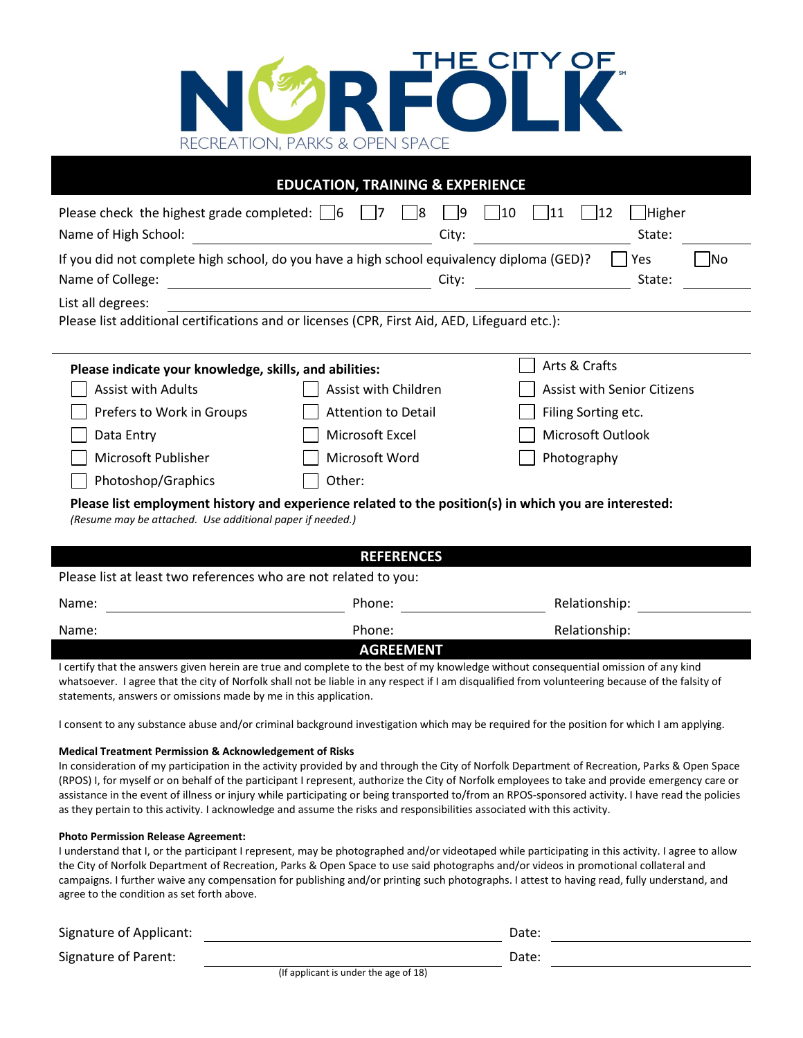THE CITY OF NORFOLK

RECREATION, PARKS & OPEN SPACE

## EDUCATION, TRAINING & EXPERIENCE

Please check the highest grade completed: ☐ 6 ☐ 7 ☐ 8 ☐ 9 ☐ 10 ☐ 11 ☐ 12 ☐ Higher

Name of High School: ____________________ City: ____________________ State: __________

If you did not complete high school, do you have a high school equivalency diploma (GED)? ☐ Yes ☐ No

Name of College: ____________________ City: ____________________ State: __________

List all degrees: ________________________________________

Please list additional certifications and or licenses (CPR, First Aid, AED, Lifeguard etc.):

**Please indicate your knowledge, skills, and abilities:**

| | | |
|---|---|---|
| | | ☐ Arts & Crafts |
| ☐ Assist with Adults | ☐ Assist with Children | ☐ Assist with Senior Citizens |
| ☐ Prefers to Work in Groups | ☐ Attention to Detail | ☐ Filing Sorting etc. |
| ☐ Data Entry | ☐ Microsoft Excel | ☐ Microsoft Outlook |
| ☐ Microsoft Publisher | ☐ Microsoft Word | ☐ Photography |
| ☐ Photoshop/Graphics | ☐ Other: | |

**Please list employment history and experience related to the position(s) in which you are interested:**

*(Resume may be attached. Use additional paper if needed.)*

## REFERENCES

Please list at least two references who are not related to you:

Name: ____________________ Phone: ____________________ Relationship: ____________________

Name: ____________________ Phone: ____________________ Relationship: ____________________

## AGREEMENT

I certify that the answers given herein are true and complete to the best of my knowledge without consequential omission of any kind whatsoever. I agree that the city of Norfolk shall not be liable in any respect if I am disqualified from volunteering because of the falsity of statements, answers or omissions made by me in this application.

I consent to any substance abuse and/or criminal background investigation which may be required for the position for which I am applying.

**Medical Treatment Permission & Acknowledgement of Risks**

In consideration of my participation in the activity provided by and through the City of Norfolk Department of Recreation, Parks & Open Space (RPOS) I, for myself or on behalf of the participant I represent, authorize the City of Norfolk employees to take and provide emergency care or assistance in the event of illness or injury while participating or being transported to/from an RPOS-sponsored activity. I have read the policies as they pertain to this activity. I acknowledge and assume the risks and responsibilities associated with this activity.

**Photo Permission Release Agreement:**

I understand that I, or the participant I represent, may be photographed and/or videotaped while participating in this activity. I agree to allow the City of Norfolk Department of Recreation, Parks & Open Space to use said photographs and/or videos in promotional collateral and campaigns. I further waive any compensation for publishing and/or printing such photographs. I attest to having read, fully understand, and agree to the condition as set forth above.

Signature of Applicant: ______________________________ Date: ____________________

Signature of Parent: ______________________________ Date: ____________________

(If applicant is under the age of 18)